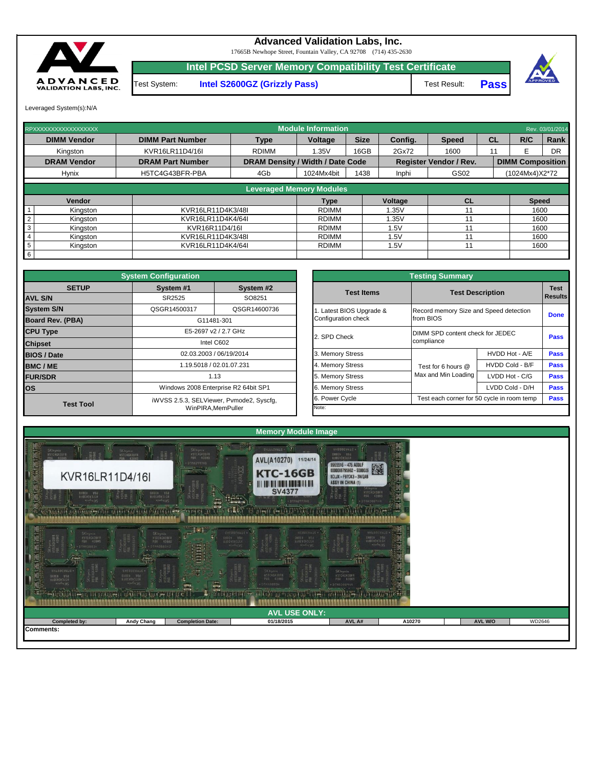# Advanced Validation Labs, Inc.

17665B Newhope Street, Fountain Valley, CA 92708 (714) 435-2630

## Intel PCSD Server Memory Compatibility Test Certificate

| Test System: | Intel S2600GZ (Grizzly Pass) | Test Result: | Pass |
|---|---|---|---|

Leveraged System(s):N/A

## Module Information

RPXXXXXXXXXXXXXXXXXX — Rev. 03/01/2014

| DIMM Vendor | DIMM Part Number | Type | Voltage | Size | Config. | Speed | CL | R/C | Rank |
|---|---|---|---|---|---|---|---|---|---|
| Kingston | KVR16LR11D4/16I | RDIMM | 1.35V | 16GB | 2Gx72 | 1600 | 11 | E | DR |

| DRAM Vendor | DRAM Part Number | DRAM Density / Width / Date Code | | | Register Vendor / Rev. | | DIMM Composition |
|---|---|---|---|---|---|---|---|
| Hynix | H5TC4G43BFR-PBA | 4Gb | 1024Mx4bit | 1438 | Inphi | GS02 | (1024Mx4)X2*72 |

## Leveraged Memory Modules

| | Vendor | | Type | Voltage | CL | Speed |
|---|---|---|---|---|---|---|
| 1 | Kingston | KVR16LR11D4K3/48I | RDIMM | 1.35V | 11 | 1600 |
| 2 | Kingston | KVR16LR11D4K4/64I | RDIMM | 1.35V | 11 | 1600 |
| 3 | Kingston | KVR16R11D4/16I | RDIMM | 1.5V | 11 | 1600 |
| 4 | Kingston | KVR16LR11D4K3/48I | RDIMM | 1.5V | 11 | 1600 |
| 5 | Kingston | KVR16LR11D4K4/64I | RDIMM | 1.5V | 11 | 1600 |
| 6 | | | | | | |

## System Configuration

| SETUP | System #1 | System #2 |
|---|---|---|
| AVL S/N | SR2525 | SO8251 |
| System S/N | QSGR14500317 | QSGR14600736 |
| Board Rev. (PBA) | G11481-301 | |
| CPU Type | E5-2697 v2 / 2.7 GHz | |
| Chipset | Intel C602 | |
| BIOS / Date | 02.03.2003 / 06/19/2014 | |
| BMC / ME | 1.19.5018 / 02.01.07.231 | |
| FUR/SDR | 1.13 | |
| OS | Windows 2008 Enterprise R2 64bit SP1 | |
| Test Tool | iWVSS 2.5.3, SELViewer, Pvmode2, Syscfg, WinPIRA,MemPuller | |

## Testing Summary

| Test Items | Test Description | | Test Results |
|---|---|---|---|
| 1. Latest BIOS Upgrade & Configuration check | Record memory Size and Speed detection from BIOS | | Done |
| 2. SPD Check | DIMM SPD content check for JEDEC compliance | | Pass |
| 3. Memory Stress | Test for 6 hours @ Max and Min Loading | HVDD Hot - A/E | Pass |
| 4. Memory Stress | | HVDD Cold - B/F | Pass |
| 5. Memory Stress | | LVDD Hot - C/G | Pass |
| 6. Memory Stress | | LVDD Cold - D/H | Pass |
| 6. Power Cycle | Test each corner for 50 cycle in room temp | | Pass |

Note:

## Memory Module Image

## AVL USE ONLY:

| Completed by: | Andy Chang | Completion Date: | 01/18/2015 | AVL A# | A10270 | AVL W/O | WD2646 |
|---|---|---|---|---|---|---|---|

Comments: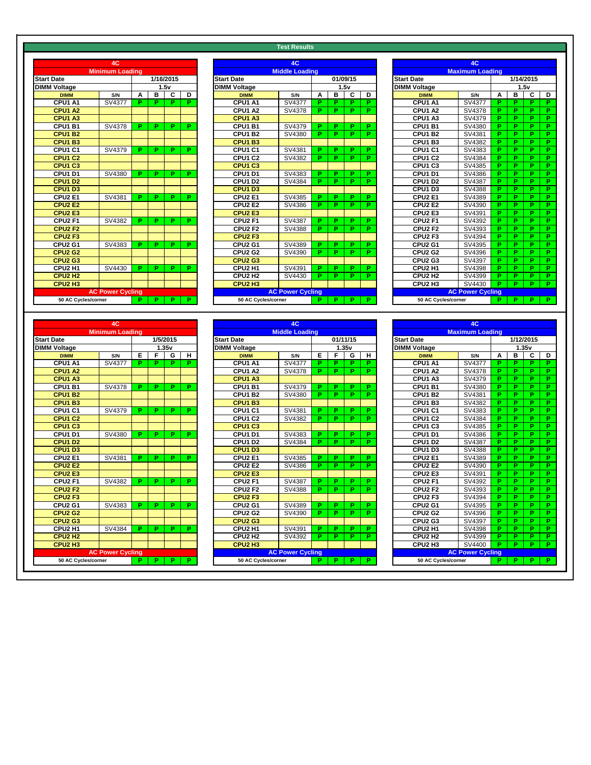# Test Results

## 4C Minimum Loading

| Start Date | | 1/16/2015 | | | |
|---|---|---|---|---|---|
| DIMM Voltage | | 1.5v | | | |
| DIMM | S/N | A | B | C | D |
| CPU1 A1 | SV4377 | P | P | P | P |
| CPU1 A2 | | | | | |
| CPU1 A3 | | | | | |
| CPU1 B1 | SV4378 | P | P | P | P |
| CPU1 B2 | | | | | |
| CPU1 B3 | | | | | |
| CPU1 C1 | SV4379 | P | P | P | P |
| CPU1 C2 | | | | | |
| CPU1 C3 | | | | | |
| CPU1 D1 | SV4380 | P | P | P | P |
| CPU1 D2 | | | | | |
| CPU1 D3 | | | | | |
| CPU2 E1 | SV4381 | P | P | P | P |
| CPU2 E2 | | | | | |
| CPU2 E3 | | | | | |
| CPU2 F1 | SV4382 | P | P | P | P |
| CPU2 F2 | | | | | |
| CPU2 F3 | | | | | |
| CPU2 G1 | SV4383 | P | P | P | P |
| CPU2 G2 | | | | | |
| CPU2 G3 | | | | | |
| CPU2 H1 | SV4430 | P | P | P | P |
| CPU2 H2 | | | | | |
| CPU2 H3 | | | | | |
| AC Power Cycling | | | | | |
| 50 AC Cycles/corner | | P | P | P | P |

## 4C Middle Loading

| Start Date | | 01/09/15 | | | |
|---|---|---|---|---|---|
| DIMM Voltage | | 1.5v | | | |
| DIMM | S/N | A | B | C | D |
| CPU1 A1 | SV4377 | P | P | P | P |
| CPU1 A2 | SV4378 | P | P | P | P |
| CPU1 A3 | | | | | |
| CPU1 B1 | SV4379 | P | P | P | P |
| CPU1 B2 | SV4380 | P | P | P | P |
| CPU1 B3 | | | | | |
| CPU1 C1 | SV4381 | P | P | P | P |
| CPU1 C2 | SV4382 | P | P | P | P |
| CPU1 C3 | | | | | |
| CPU1 D1 | SV4383 | P | P | P | P |
| CPU1 D2 | SV4384 | P | P | P | P |
| CPU1 D3 | | | | | |
| CPU2 E1 | SV4385 | P | P | P | P |
| CPU2 E2 | SV4386 | P | P | P | P |
| CPU2 E3 | | | | | |
| CPU2 F1 | SV4387 | P | P | P | P |
| CPU2 F2 | SV4388 | P | P | P | P |
| CPU2 F3 | | | | | |
| CPU2 G1 | SV4389 | P | P | P | P |
| CPU2 G2 | SV4390 | P | P | P | P |
| CPU2 G3 | | | | | |
| CPU2 H1 | SV4391 | P | P | P | P |
| CPU2 H2 | SV4430 | P | P | P | P |
| CPU2 H3 | | | | | |
| AC Power Cycling | | | | | |
| 50 AC Cycles/corner | | P | P | P | P |

## 4C Maximum Loading

| Start Date | | 1/14/2015 | | | |
|---|---|---|---|---|---|
| DIMM Voltage | | 1.5v | | | |
| DIMM | S/N | A | B | C | D |
| CPU1 A1 | SV4377 | P | P | P | P |
| CPU1 A2 | SV4378 | P | P | P | P |
| CPU1 A3 | SV4379 | P | P | P | P |
| CPU1 B1 | SV4380 | P | P | P | P |
| CPU1 B2 | SV4381 | P | P | P | P |
| CPU1 B3 | SV4382 | P | P | P | P |
| CPU1 C1 | SV4383 | P | P | P | P |
| CPU1 C2 | SV4384 | P | P | P | P |
| CPU1 C3 | SV4385 | P | P | P | P |
| CPU1 D1 | SV4386 | P | P | P | P |
| CPU1 D2 | SV4387 | P | P | P | P |
| CPU1 D3 | SV4388 | P | P | P | P |
| CPU2 E1 | SV4389 | P | P | P | P |
| CPU2 E2 | SV4390 | P | P | P | P |
| CPU2 E3 | SV4391 | P | P | P | P |
| CPU2 F1 | SV4392 | P | P | P | P |
| CPU2 F2 | SV4393 | P | P | P | P |
| CPU2 F3 | SV4394 | P | P | P | P |
| CPU2 G1 | SV4395 | P | P | P | P |
| CPU2 G2 | SV4396 | P | P | P | P |
| CPU2 G3 | SV4397 | P | P | P | P |
| CPU2 H1 | SV4398 | P | P | P | P |
| CPU2 H2 | SV4399 | P | P | P | P |
| CPU2 H3 | SV4430 | P | P | P | P |
| AC Power Cycling | | | | | |
| 50 AC Cycles/corner | | P | P | P | P |

## 4C Minimum Loading

| Start Date | | 1/5/2015 | | | |
|---|---|---|---|---|---|
| DIMM Voltage | | 1.35v | | | |
| DIMM | S/N | E | F | G | H |
| CPU1 A1 | SV4377 | P | P | P | P |
| CPU1 A2 | | | | | |
| CPU1 A3 | | | | | |
| CPU1 B1 | SV4378 | P | P | P | P |
| CPU1 B2 | | | | | |
| CPU1 B3 | | | | | |
| CPU1 C1 | SV4379 | P | P | P | P |
| CPU1 C2 | | | | | |
| CPU1 C3 | | | | | |
| CPU1 D1 | SV4380 | P | P | P | P |
| CPU1 D2 | | | | | |
| CPU1 D3 | | | | | |
| CPU2 E1 | SV4381 | P | P | P | P |
| CPU2 E2 | | | | | |
| CPU2 E3 | | | | | |
| CPU2 F1 | SV4382 | P | P | P | P |
| CPU2 F2 | | | | | |
| CPU2 F3 | | | | | |
| CPU2 G1 | SV4383 | P | P | P | P |
| CPU2 G2 | | | | | |
| CPU2 G3 | | | | | |
| CPU2 H1 | SV4384 | P | P | P | P |
| CPU2 H2 | | | | | |
| CPU2 H3 | | | | | |
| AC Power Cycling | | | | | |
| 50 AC Cycles/corner | | P | P | P | P |

## 4C Middle Loading

| Start Date | | 01/11/15 | | | |
|---|---|---|---|---|---|
| DIMM Voltage | | 1.35v | | | |
| DIMM | S/N | E | F | G | H |
| CPU1 A1 | SV4377 | P | P | P | P |
| CPU1 A2 | SV4378 | P | P | P | P |
| CPU1 A3 | | | | | |
| CPU1 B1 | SV4379 | P | P | P | P |
| CPU1 B2 | SV4380 | P | P | P | P |
| CPU1 B3 | | | | | |
| CPU1 C1 | SV4381 | P | P | P | P |
| CPU1 C2 | SV4382 | P | P | P | P |
| CPU1 C3 | | | | | |
| CPU1 D1 | SV4383 | P | P | P | P |
| CPU1 D2 | SV4384 | P | P | P | P |
| CPU1 D3 | | | | | |
| CPU2 E1 | SV4385 | P | P | P | P |
| CPU2 E2 | SV4386 | P | P | P | P |
| CPU2 E3 | | | | | |
| CPU2 F1 | SV4387 | P | P | P | P |
| CPU2 F2 | SV4388 | P | P | P | P |
| CPU2 F3 | | | | | |
| CPU2 G1 | SV4389 | P | P | P | P |
| CPU2 G2 | SV4390 | P | P | P | P |
| CPU2 G3 | | | | | |
| CPU2 H1 | SV4391 | P | P | P | P |
| CPU2 H2 | SV4392 | P | P | P | P |
| CPU2 H3 | | | | | |
| AC Power Cycling | | | | | |
| 50 AC Cycles/corner | | P | P | P | P |

## 4C Maximum Loading

| Start Date | | 1/12/2015 | | | |
|---|---|---|---|---|---|
| DIMM Voltage | | 1.35v | | | |
| DIMM | S/N | A | B | C | D |
| CPU1 A1 | SV4377 | P | P | P | P |
| CPU1 A2 | SV4378 | P | P | P | P |
| CPU1 A3 | SV4379 | P | P | P | P |
| CPU1 B1 | SV4380 | P | P | P | P |
| CPU1 B2 | SV4381 | P | P | P | P |
| CPU1 B3 | SV4382 | P | P | P | P |
| CPU1 C1 | SV4383 | P | P | P | P |
| CPU1 C2 | SV4384 | P | P | P | P |
| CPU1 C3 | SV4385 | P | P | P | P |
| CPU1 D1 | SV4386 | P | P | P | P |
| CPU1 D2 | SV4387 | P | P | P | P |
| CPU1 D3 | SV4388 | P | P | P | P |
| CPU2 E1 | SV4389 | P | P | P | P |
| CPU2 E2 | SV4390 | P | P | P | P |
| CPU2 E3 | SV4391 | P | P | P | P |
| CPU2 F1 | SV4392 | P | P | P | P |
| CPU2 F2 | SV4393 | P | P | P | P |
| CPU2 F3 | SV4394 | P | P | P | P |
| CPU2 G1 | SV4395 | P | P | P | P |
| CPU2 G2 | SV4396 | P | P | P | P |
| CPU2 G3 | SV4397 | P | P | P | P |
| CPU2 H1 | SV4398 | P | P | P | P |
| CPU2 H2 | SV4399 | P | P | P | P |
| CPU2 H3 | SV4400 | P | P | P | P |
| AC Power Cycling | | | | | |
| 50 AC Cycles/corner | | P | P | P | P |